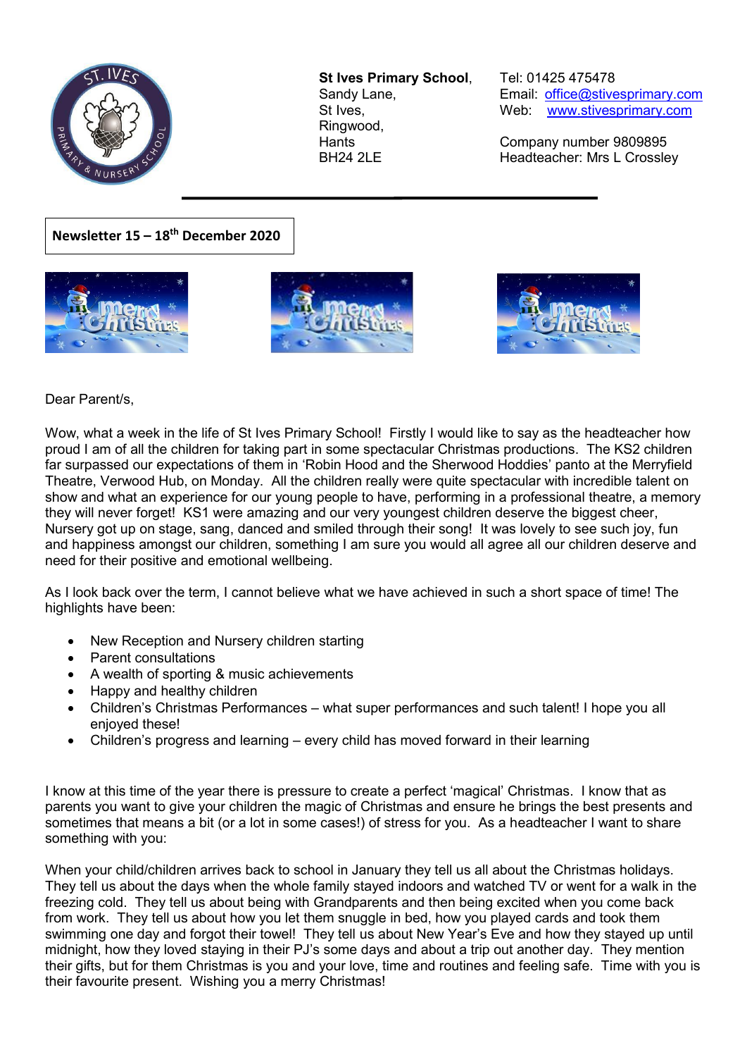**St Ives Primary School**,
Sandy Lane,
St Ives,
Ringwood,
Hants
BH24 2LE

Tel: 01425 475478
Email: office@stivesprimary.com
Web: www.stivesprimary.com

Company number 9809895
Headteacher: Mrs L Crossley

**Newsletter 15 – 18th December 2020**

Dear Parent/s,

Wow, what a week in the life of St Ives Primary School! Firstly I would like to say as the headteacher how proud I am of all the children for taking part in some spectacular Christmas productions. The KS2 children far surpassed our expectations of them in 'Robin Hood and the Sherwood Hoddies' panto at the Merryfield Theatre, Verwood Hub, on Monday. All the children really were quite spectacular with incredible talent on show and what an experience for our young people to have, performing in a professional theatre, a memory they will never forget! KS1 were amazing and our very youngest children deserve the biggest cheer, Nursery got up on stage, sang, danced and smiled through their song! It was lovely to see such joy, fun and happiness amongst our children, something I am sure you would all agree all our children deserve and need for their positive and emotional wellbeing.

As I look back over the term, I cannot believe what we have achieved in such a short space of time! The highlights have been:

- New Reception and Nursery children starting
- Parent consultations
- A wealth of sporting & music achievements
- Happy and healthy children
- Children's Christmas Performances – what super performances and such talent! I hope you all enjoyed these!
- Children's progress and learning – every child has moved forward in their learning

I know at this time of the year there is pressure to create a perfect 'magical' Christmas. I know that as parents you want to give your children the magic of Christmas and ensure he brings the best presents and sometimes that means a bit (or a lot in some cases!) of stress for you. As a headteacher I want to share something with you:

When your child/children arrives back to school in January they tell us all about the Christmas holidays. They tell us about the days when the whole family stayed indoors and watched TV or went for a walk in the freezing cold. They tell us about being with Grandparents and then being excited when you come back from work. They tell us about how you let them snuggle in bed, how you played cards and took them swimming one day and forgot their towel! They tell us about New Year's Eve and how they stayed up until midnight, how they loved staying in their PJ's some days and about a trip out another day. They mention their gifts, but for them Christmas is you and your love, time and routines and feeling safe. Time with you is their favourite present. Wishing you a merry Christmas!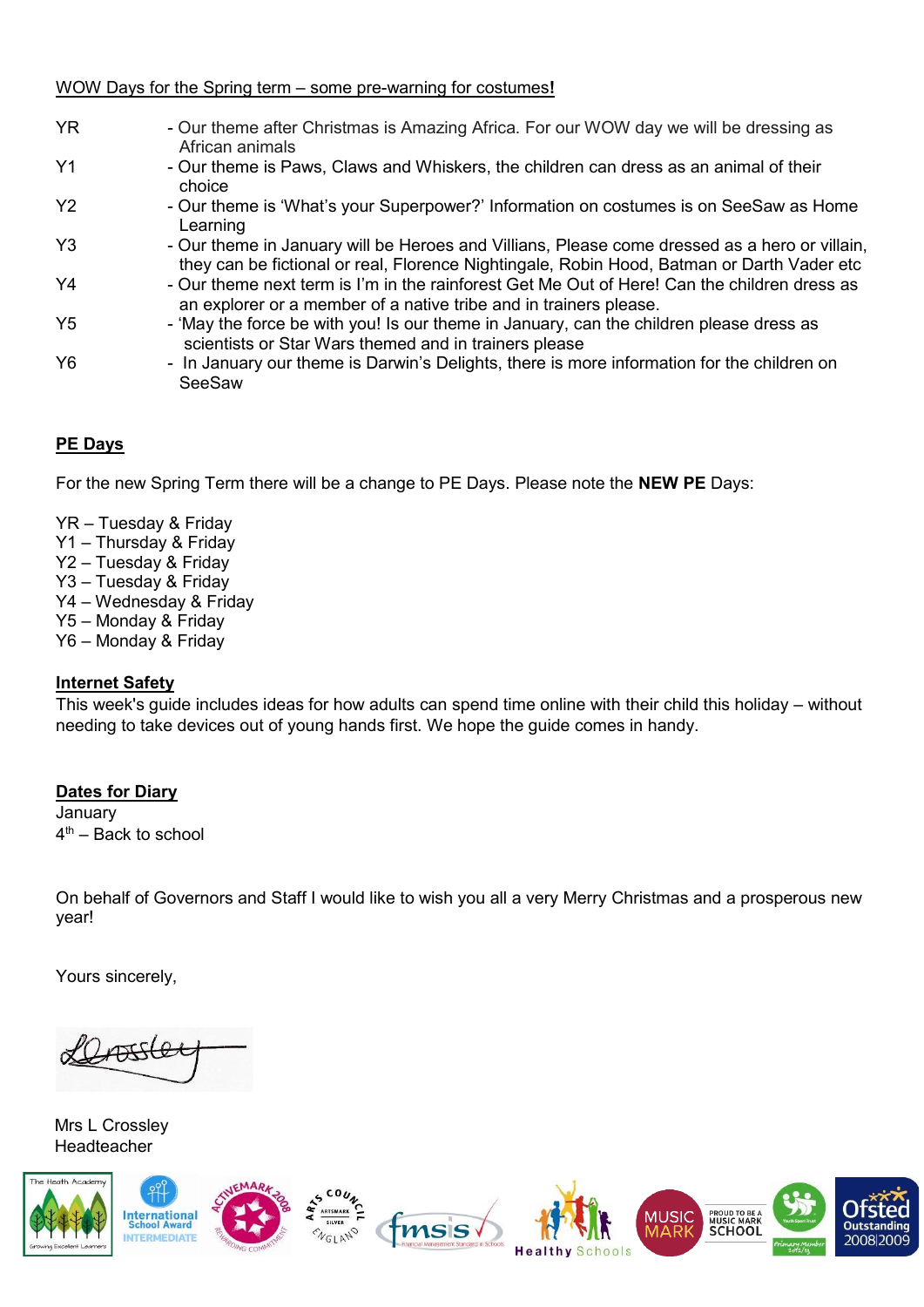WOW Days for the Spring term – some pre-warning for costumes**!**

| | |
|---|---|
| YR | - Our theme after Christmas is Amazing Africa. For our WOW day we will be dressing as African animals |
| Y1 | - Our theme is Paws, Claws and Whiskers, the children can dress as an animal of their choice |
| Y2 | - Our theme is 'What's your Superpower?' Information on costumes is on SeeSaw as Home Learning |
| Y3 | - Our theme in January will be Heroes and Villians, Please come dressed as a hero or villain, they can be fictional or real, Florence Nightingale, Robin Hood, Batman or Darth Vader etc |
| Y4 | - Our theme next term is I'm in the rainforest Get Me Out of Here! Can the children dress as an explorer or a member of a native tribe and in trainers please. |
| Y5 | - 'May the force be with you! Is our theme in January, can the children please dress as scientists or Star Wars themed and in trainers please |
| Y6 | - In January our theme is Darwin's Delights, there is more information for the children on SeeSaw |

**PE Days**

For the new Spring Term there will be a change to PE Days. Please note the **NEW PE** Days:

YR – Tuesday & Friday
Y1 – Thursday & Friday
Y2 – Tuesday & Friday
Y3 – Tuesday & Friday
Y4 – Wednesday & Friday
Y5 – Monday & Friday
Y6 – Monday & Friday

**Internet Safety**

This week's guide includes ideas for how adults can spend time online with their child this holiday – without needing to take devices out of young hands first. We hope the guide comes in handy.

**Dates for Diary**

January
4th – Back to school

On behalf of Governors and Staff I would like to wish you all a very Merry Christmas and a prosperous new year!

Yours sincerely,

Mrs L Crossley
Headteacher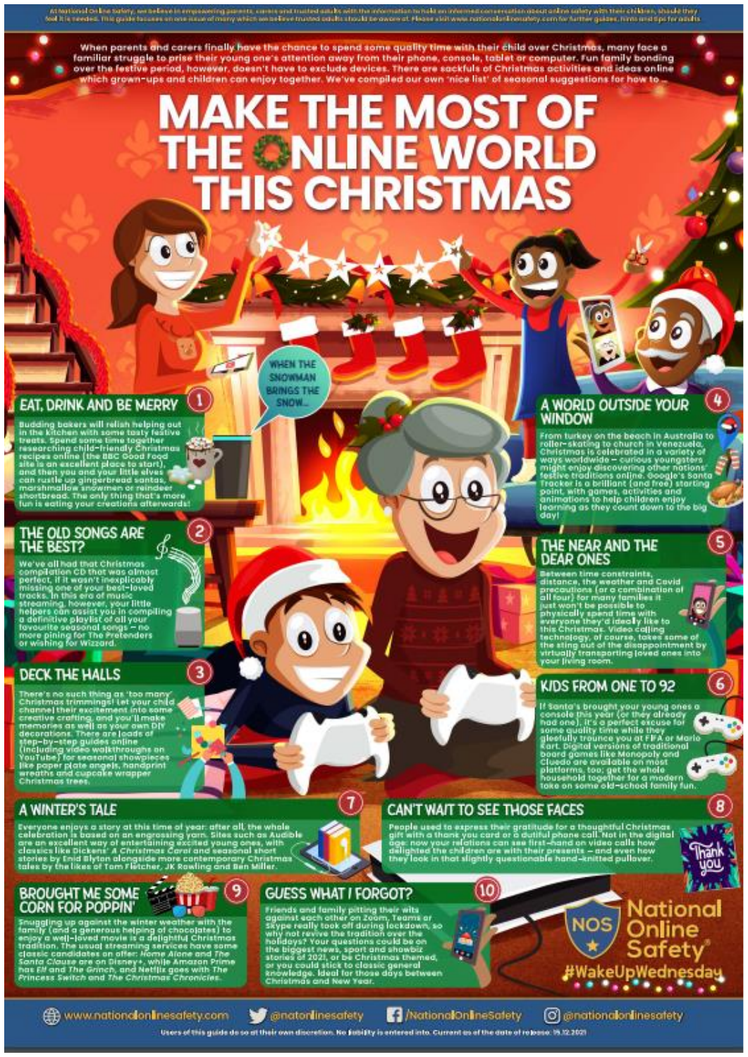At National Online Safety, we believe in empowering parents, carers and trusted adults with the information to hold an informed conversation about online safety with their children, should they feel it is needed. This guide focuses on one issue of many which we believe trusted adults should be aware of. Please visit www.nationalonlinesafety.com for further guides, hints and tips for adults.

When parents and carers finally have the chance to spend some quality time with their child over Christmas, many face a familiar struggle to prise their young one's attention away from their phone, console, tablet or computer. Fun family bonding over the festive period, however, doesn't have to exclude devices. There are sackfuls of Christmas activities and ideas online which grown-ups and children can enjoy together. We've compiled our own 'nice list' of seasonal suggestions for how to ...

# MAKE THE MOST OF THE ONLINE WORLD THIS CHRISTMAS

WHEN THE SNOWMAN BRINGS THE SNOW...

## 1 EAT, DRINK AND BE MERRY

Budding bakers will relish helping out in the kitchen with some tasty festive treats. Spend some time together researching child-friendly Christmas recipes online (the BBC Good Food site is an excellent place to start), and then you and your little elves can rustle up gingerbread santas, marshmallow snowmen or reindeer shortbread. The only thing that's more fun is eating your creations afterwards!

## 2 THE OLD SONGS ARE THE BEST?

We've all had that Christmas compilation CD that was almost perfect, if it wasn't inexplicably missing one of your best-loved tracks. In this era of music streaming, however, your little helpers can assist you in compiling a definitive playlist of all your favourite seasonal songs – no more pining for The Pretenders or wishing for Wizzard.

## 3 DECK THE HALLS

There's no such thing as 'too many' Christmas trimmings! Let your child channel their excitement into some creative crafting, and you'll make memories as well as your own DIY decorations. There are loads of step-by-step guides online (including video walkthroughs on YouTube) for seasonal showpieces like paper plate angels, handprint wreaths and cupcake wrapper Christmas trees.

## 4 A WORLD OUTSIDE YOUR WINDOW

From turkey on the beach in Australia to roller-skating to church in Venezuela, Christmas is celebrated in a variety of ways worldwide – curious youngsters might enjoy discovering other nations' festive traditions online. Google's Santa Tracker is a brilliant (and free) starting point, with games, activities and animations to help children enjoy learning as they count down to the big day!

## 5 THE NEAR AND THE DEAR ONES

Between time constraints, distance, the weather and Covid precautions (or a combination of all four) for many families it just won't be possible to physically spend time with everyone they'd ideally like to this Christmas. Video calling technology, of course, takes some of the sting out of the disappointment by virtually transporting loved ones into your living room.

## 6 KIDS FROM ONE TO 92

If Santa's brought your young ones a console this year (or they already had one), it's a perfect excuse for some quality time while they gleefully trounce you at FIFA or Mario Kart. Digital versions of traditional board games like Monopoly and Cluedo are available on most platforms, too: get the whole household together for a modern take on some old-school family fun.

## 7 A WINTER'S TALE

Everyone enjoys a story at this time of year: after all, the whole celebration is based on an engrossing yarn. Sites such as Audible are an excellent way of entertaining excited young ones, with classics like Dickens' *A Christmas Carol* and seasonal short stories by Enid Blyton alongside more contemporary Christmas tales by the likes of Tom Fletcher, JK Rowling and Ben Miller.

## 8 CAN'T WAIT TO SEE THOSE FACES

People used to express their gratitude for a thoughtful Christmas gift with a thank you card or a dutiful phone call. Not in the digital age: now your relations can see first-hand on video calls how delighted the children are with their presents – and even how they look in that slightly questionable hand-knitted pullover.

Thank you

## 9 BROUGHT ME SOME CORN FOR POPPIN'

Snuggling up against the winter weather with the family (and a generous helping of chocolates) to enjoy a well-loved movie is a delightful Christmas tradition. The usual streaming services have some classic candidates on offer: *Home Alone* and *The Santa Clause* are on Disney+, while Amazon Prime has *Elf* and *The Grinch*, and Netflix goes with *The Princess Switch* and *The Christmas Chronicles*.

## 10 GUESS WHAT I FORGOT?

Friends and family pitting their wits against each other on Zoom, Teams or Skype really took off during lockdown, so why not revive the tradition over the holidays? Your questions could be on the biggest news, sport and showbiz stories of 2021, or be Christmas themed, or you could stick to classic general knowledge. Ideal for those days between Christmas and New Year.

NOS National Online Safety®

#WakeUpWednesday

www.nationalonlinesafety.com | @natonlinesafety | /NationalOnlineSafety | @nationalonlinesafety

Users of this guide do so at their own discretion. No liability is entered into. Current as of the date of release: 15.12.2021